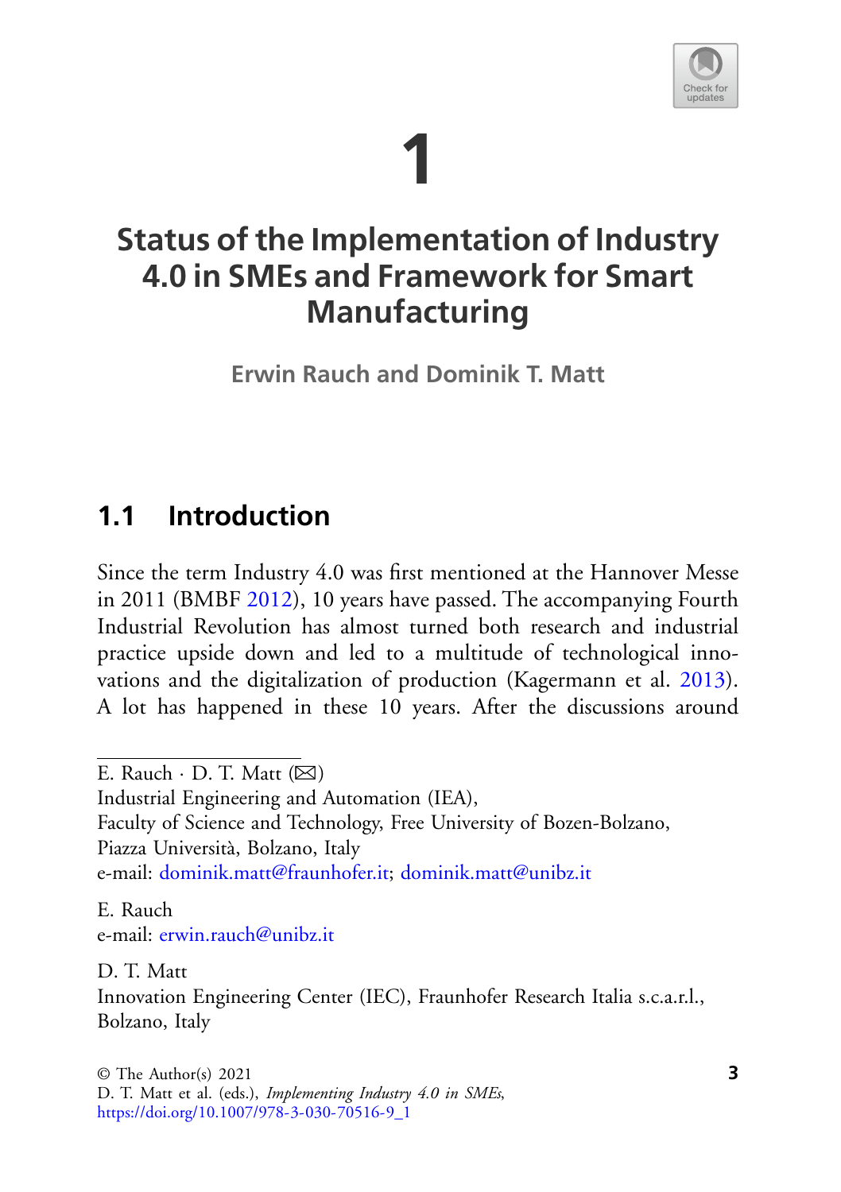# 1 Status of the Implementation of Industry 4.0 in SMEs and Framework for Smart Manufacturing

**Erwin Rauch and Dominik T. Matt**

## 1.1 Introduction

Since the term Industry 4.0 was first mentioned at the Hannover Messe in 2011 (BMBF 2012), 10 years have passed. The accompanying Fourth Industrial Revolution has almost turned both research and industrial practice upside down and led to a multitude of technological innovations and the digitalization of production (Kagermann et al. 2013). A lot has happened in these 10 years. After the discussions around

---

E. Rauch · D. T. Matt (✉)
Industrial Engineering and Automation (IEA),
Faculty of Science and Technology, Free University of Bozen-Bolzano,
Piazza Università, Bolzano, Italy
e-mail: dominik.matt@fraunhofer.it; dominik.matt@unibz.it

E. Rauch
e-mail: erwin.rauch@unibz.it

D. T. Matt
Innovation Engineering Center (IEC), Fraunhofer Research Italia s.c.a.r.l.,
Bolzano, Italy

© The Author(s) 2021
D. T. Matt et al. (eds.), *Implementing Industry 4.0 in SMEs*,
https://doi.org/10.1007/978-3-030-70516-9_1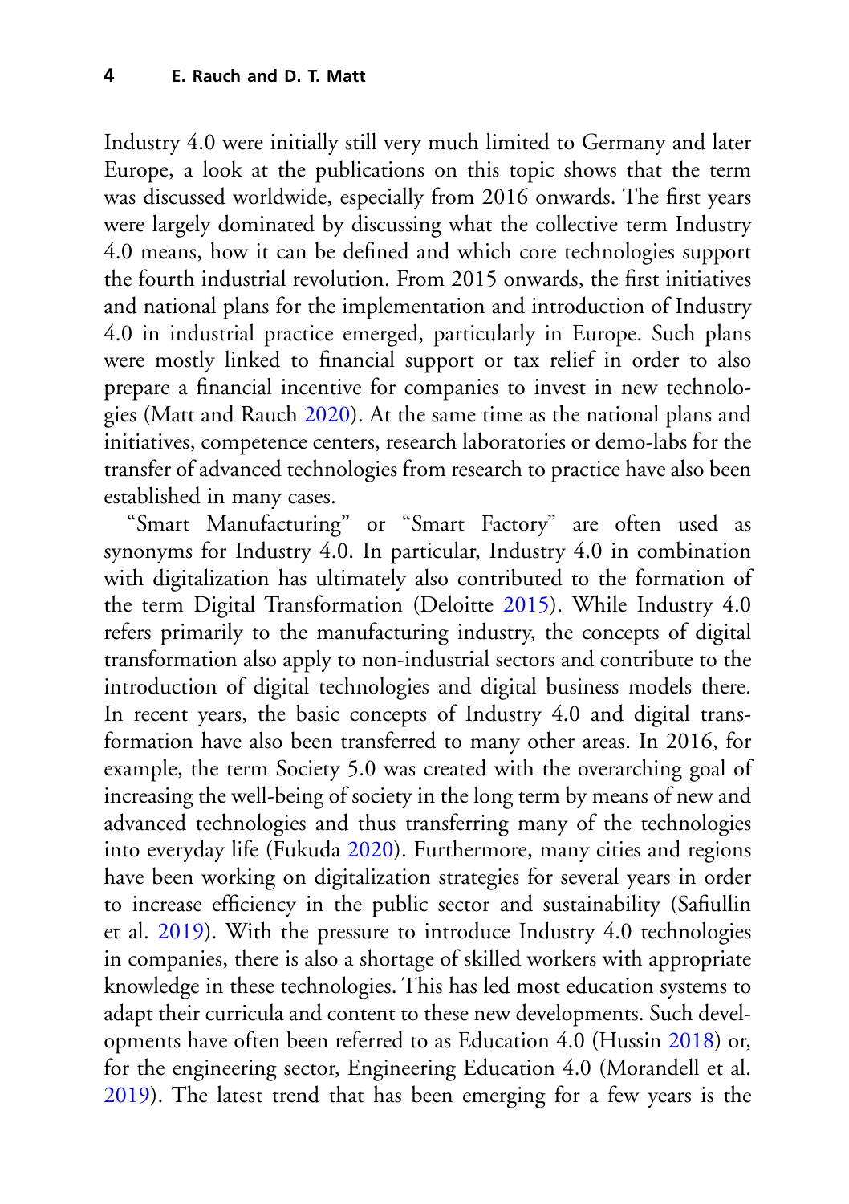Industry 4.0 were initially still very much limited to Germany and later Europe, a look at the publications on this topic shows that the term was discussed worldwide, especially from 2016 onwards. The first years were largely dominated by discussing what the collective term Industry 4.0 means, how it can be defined and which core technologies support the fourth industrial revolution. From 2015 onwards, the first initiatives and national plans for the implementation and introduction of Industry 4.0 in industrial practice emerged, particularly in Europe. Such plans were mostly linked to financial support or tax relief in order to also prepare a financial incentive for companies to invest in new technologies (Matt and Rauch 2020). At the same time as the national plans and initiatives, competence centers, research laboratories or demo-labs for the transfer of advanced technologies from research to practice have also been established in many cases.

"Smart Manufacturing" or "Smart Factory" are often used as synonyms for Industry 4.0. In particular, Industry 4.0 in combination with digitalization has ultimately also contributed to the formation of the term Digital Transformation (Deloitte 2015). While Industry 4.0 refers primarily to the manufacturing industry, the concepts of digital transformation also apply to non-industrial sectors and contribute to the introduction of digital technologies and digital business models there. In recent years, the basic concepts of Industry 4.0 and digital transformation have also been transferred to many other areas. In 2016, for example, the term Society 5.0 was created with the overarching goal of increasing the well-being of society in the long term by means of new and advanced technologies and thus transferring many of the technologies into everyday life (Fukuda 2020). Furthermore, many cities and regions have been working on digitalization strategies for several years in order to increase efficiency in the public sector and sustainability (Safiullin et al. 2019). With the pressure to introduce Industry 4.0 technologies in companies, there is also a shortage of skilled workers with appropriate knowledge in these technologies. This has led most education systems to adapt their curricula and content to these new developments. Such developments have often been referred to as Education 4.0 (Hussin 2018) or, for the engineering sector, Engineering Education 4.0 (Morandell et al. 2019). The latest trend that has been emerging for a few years is the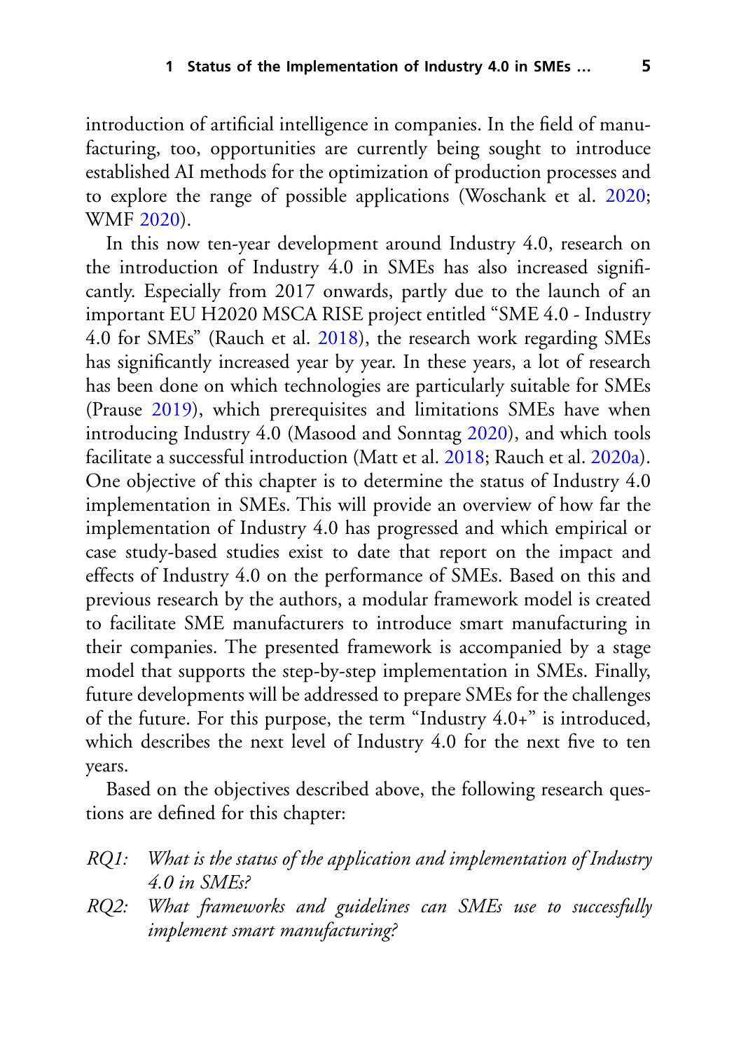introduction of artificial intelligence in companies. In the field of manufacturing, too, opportunities are currently being sought to introduce established AI methods for the optimization of production processes and to explore the range of possible applications (Woschank et al. 2020; WMF 2020).

In this now ten-year development around Industry 4.0, research on the introduction of Industry 4.0 in SMEs has also increased significantly. Especially from 2017 onwards, partly due to the launch of an important EU H2020 MSCA RISE project entitled "SME 4.0 - Industry 4.0 for SMEs" (Rauch et al. 2018), the research work regarding SMEs has significantly increased year by year. In these years, a lot of research has been done on which technologies are particularly suitable for SMEs (Prause 2019), which prerequisites and limitations SMEs have when introducing Industry 4.0 (Masood and Sonntag 2020), and which tools facilitate a successful introduction (Matt et al. 2018; Rauch et al. 2020a). One objective of this chapter is to determine the status of Industry 4.0 implementation in SMEs. This will provide an overview of how far the implementation of Industry 4.0 has progressed and which empirical or case study-based studies exist to date that report on the impact and effects of Industry 4.0 on the performance of SMEs. Based on this and previous research by the authors, a modular framework model is created to facilitate SME manufacturers to introduce smart manufacturing in their companies. The presented framework is accompanied by a stage model that supports the step-by-step implementation in SMEs. Finally, future developments will be addressed to prepare SMEs for the challenges of the future. For this purpose, the term "Industry 4.0+" is introduced, which describes the next level of Industry 4.0 for the next five to ten years.

Based on the objectives described above, the following research questions are defined for this chapter:

- *RQ1: What is the status of the application and implementation of Industry 4.0 in SMEs?*
- *RQ2: What frameworks and guidelines can SMEs use to successfully implement smart manufacturing?*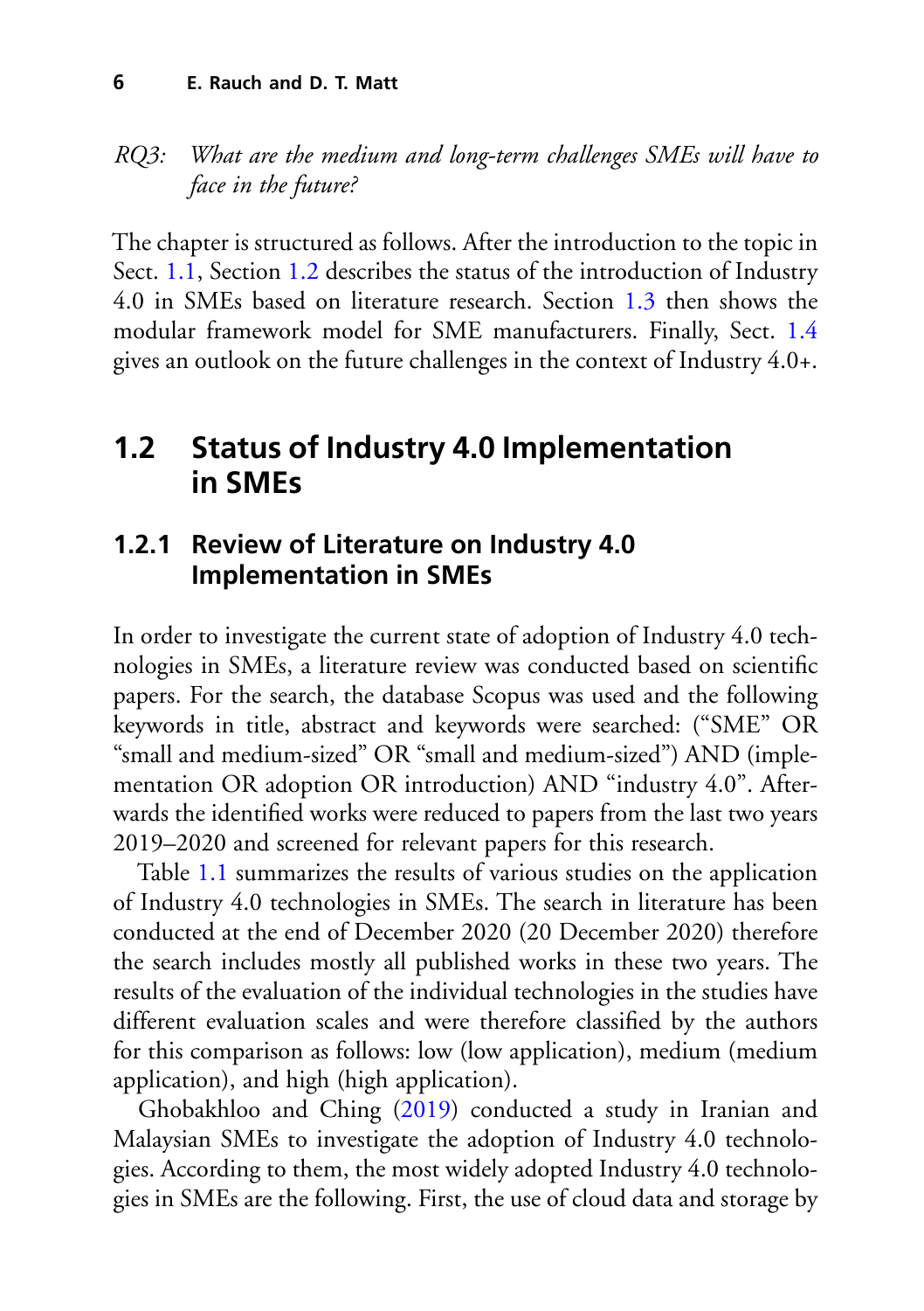*RQ3: What are the medium and long-term challenges SMEs will have to face in the future?*

The chapter is structured as follows. After the introduction to the topic in Sect. 1.1, Section 1.2 describes the status of the introduction of Industry 4.0 in SMEs based on literature research. Section 1.3 then shows the modular framework model for SME manufacturers. Finally, Sect. 1.4 gives an outlook on the future challenges in the context of Industry 4.0+.

## 1.2 Status of Industry 4.0 Implementation in SMEs

### 1.2.1 Review of Literature on Industry 4.0 Implementation in SMEs

In order to investigate the current state of adoption of Industry 4.0 technologies in SMEs, a literature review was conducted based on scientific papers. For the search, the database Scopus was used and the following keywords in title, abstract and keywords were searched: ("SME" OR "small and medium-sized" OR "small and medium-sized") AND (implementation OR adoption OR introduction) AND "industry 4.0". Afterwards the identified works were reduced to papers from the last two years 2019–2020 and screened for relevant papers for this research.

Table 1.1 summarizes the results of various studies on the application of Industry 4.0 technologies in SMEs. The search in literature has been conducted at the end of December 2020 (20 December 2020) therefore the search includes mostly all published works in these two years. The results of the evaluation of the individual technologies in the studies have different evaluation scales and were therefore classified by the authors for this comparison as follows: low (low application), medium (medium application), and high (high application).

Ghobakhloo and Ching (2019) conducted a study in Iranian and Malaysian SMEs to investigate the adoption of Industry 4.0 technologies. According to them, the most widely adopted Industry 4.0 technologies in SMEs are the following. First, the use of cloud data and storage by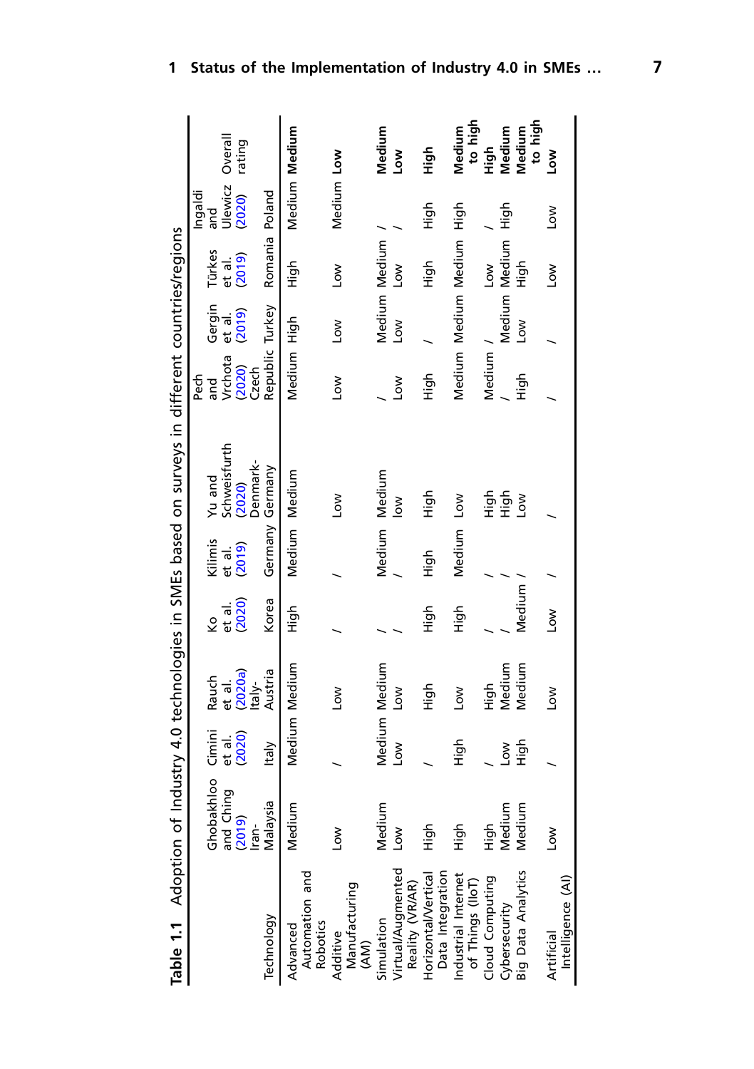**Table 1.1** Adoption of Industry 4.0 technologies in SMEs based on surveys in different countries/regions

| Technology | Ghobakhloo and Ching (2019) Iran-Malaysia | Cimini et al. (2020) Italy | Rauch et al. (2020a) Italy-Austria | Ko et al. (2020) Korea | Kilimis et al. (2019) Germany | Yu and Schweisfurth (2020) Denmark-Germany | Pech and Vrchota (2020) Czech Republic | Gergin et al. (2019) Turkey | Türkes et al. (2019) Romania | Ingaldi and Ulewicz (2020) Poland | Overall rating |
|---|---|---|---|---|---|---|---|---|---|---|---|
| Advanced Automation and Robotics | Medium | Medium | Medium | High | Medium | Medium | Medium | High | High | Medium | **Medium** |
| Additive Manufacturing (AM) | Low | / | Low | / | / | Low | Low | Low | Low | Medium | **Low** |
| Simulation | Medium | Medium | Medium | / | Medium | Medium | / | Medium | Medium | / | **Medium** |
| Virtual/Augmented Reality (VR/AR) | Low | Low | Low | / | / | low | Low | Low | Low | / | **Low** |
| Horizontal/Vertical Data Integration | High | / | High | High | High | High | High | / | High | High | **High** |
| Industrial Internet of Things (IIoT) | High | High | Low | High | Medium | Low | Medium | Medium | Medium | High | **Medium to high** |
| Cloud Computing | High | / | High | / | / | High | Medium | / | Low | / | **High** |
| Cybersecurity | Medium | Low | Medium | / | / | High | / | Medium | Medium | High | **Medium** |
| Big Data Analytics | Medium | High | Medium | Medium | / | Low | High | Low | High | | **Medium to high** |
| Artificial Intelligence (AI) | Low | / | Low | Low | / | / | / | / | Low | Low | **Low** |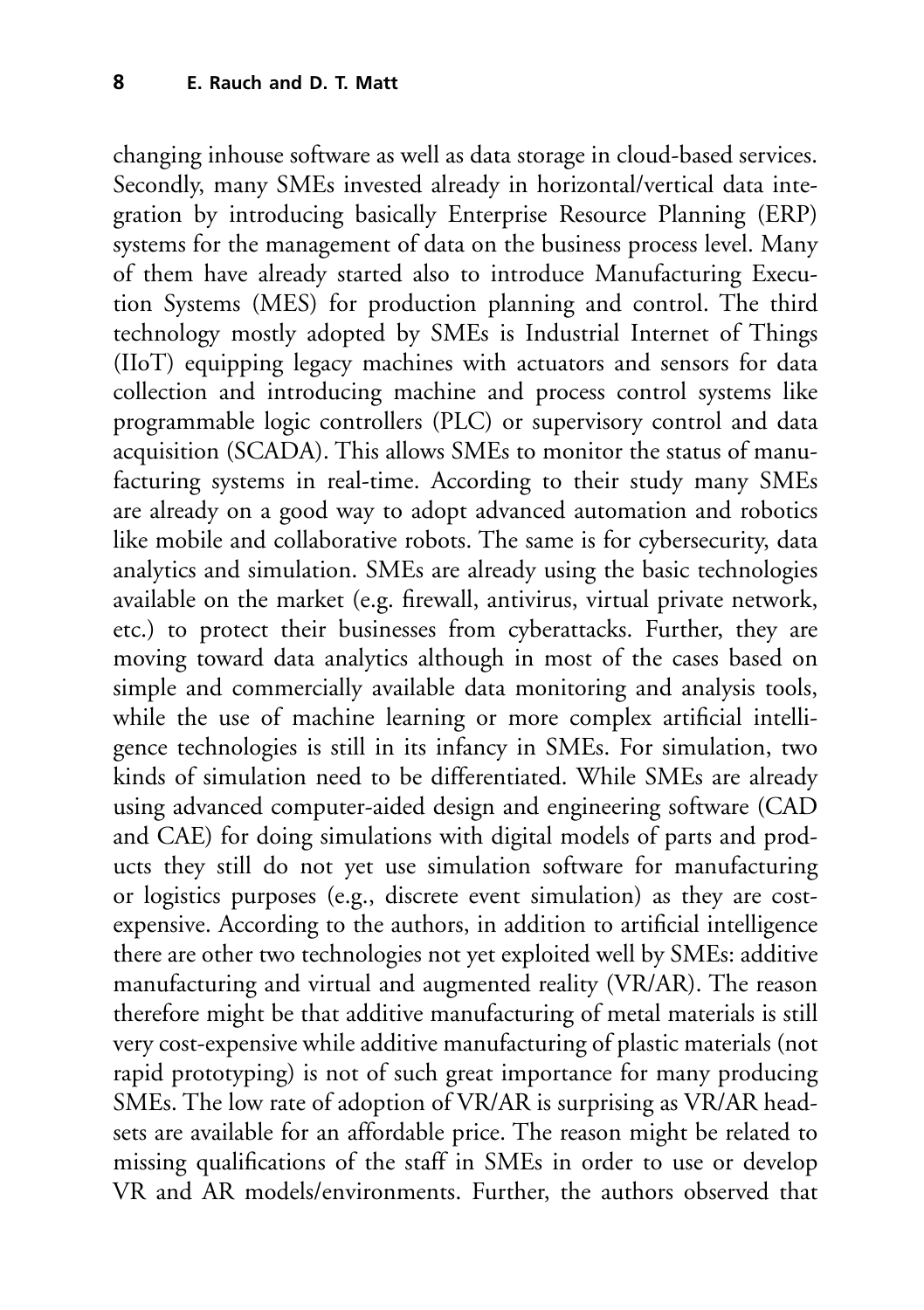changing inhouse software as well as data storage in cloud-based services. Secondly, many SMEs invested already in horizontal/vertical data integration by introducing basically Enterprise Resource Planning (ERP) systems for the management of data on the business process level. Many of them have already started also to introduce Manufacturing Execution Systems (MES) for production planning and control. The third technology mostly adopted by SMEs is Industrial Internet of Things (IIoT) equipping legacy machines with actuators and sensors for data collection and introducing machine and process control systems like programmable logic controllers (PLC) or supervisory control and data acquisition (SCADA). This allows SMEs to monitor the status of manufacturing systems in real-time. According to their study many SMEs are already on a good way to adopt advanced automation and robotics like mobile and collaborative robots. The same is for cybersecurity, data analytics and simulation. SMEs are already using the basic technologies available on the market (e.g. firewall, antivirus, virtual private network, etc.) to protect their businesses from cyberattacks. Further, they are moving toward data analytics although in most of the cases based on simple and commercially available data monitoring and analysis tools, while the use of machine learning or more complex artificial intelligence technologies is still in its infancy in SMEs. For simulation, two kinds of simulation need to be differentiated. While SMEs are already using advanced computer-aided design and engineering software (CAD and CAE) for doing simulations with digital models of parts and products they still do not yet use simulation software for manufacturing or logistics purposes (e.g., discrete event simulation) as they are cost-expensive. According to the authors, in addition to artificial intelligence there are other two technologies not yet exploited well by SMEs: additive manufacturing and virtual and augmented reality (VR/AR). The reason therefore might be that additive manufacturing of metal materials is still very cost-expensive while additive manufacturing of plastic materials (not rapid prototyping) is not of such great importance for many producing SMEs. The low rate of adoption of VR/AR is surprising as VR/AR headsets are available for an affordable price. The reason might be related to missing qualifications of the staff in SMEs in order to use or develop VR and AR models/environments. Further, the authors observed that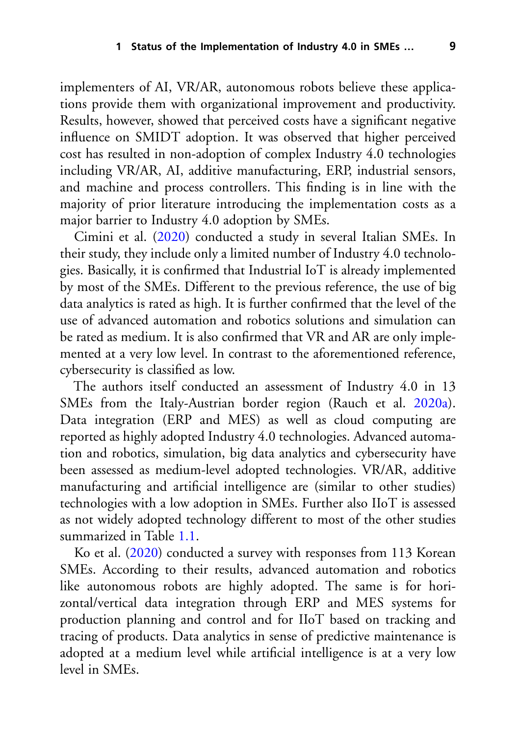implementers of AI, VR/AR, autonomous robots believe these applications provide them with organizational improvement and productivity. Results, however, showed that perceived costs have a significant negative influence on SMIDT adoption. It was observed that higher perceived cost has resulted in non-adoption of complex Industry 4.0 technologies including VR/AR, AI, additive manufacturing, ERP, industrial sensors, and machine and process controllers. This finding is in line with the majority of prior literature introducing the implementation costs as a major barrier to Industry 4.0 adoption by SMEs.

Cimini et al. (2020) conducted a study in several Italian SMEs. In their study, they include only a limited number of Industry 4.0 technologies. Basically, it is confirmed that Industrial IoT is already implemented by most of the SMEs. Different to the previous reference, the use of big data analytics is rated as high. It is further confirmed that the level of the use of advanced automation and robotics solutions and simulation can be rated as medium. It is also confirmed that VR and AR are only implemented at a very low level. In contrast to the aforementioned reference, cybersecurity is classified as low.

The authors itself conducted an assessment of Industry 4.0 in 13 SMEs from the Italy-Austrian border region (Rauch et al. 2020a). Data integration (ERP and MES) as well as cloud computing are reported as highly adopted Industry 4.0 technologies. Advanced automation and robotics, simulation, big data analytics and cybersecurity have been assessed as medium-level adopted technologies. VR/AR, additive manufacturing and artificial intelligence are (similar to other studies) technologies with a low adoption in SMEs. Further also IIoT is assessed as not widely adopted technology different to most of the other studies summarized in Table 1.1.

Ko et al. (2020) conducted a survey with responses from 113 Korean SMEs. According to their results, advanced automation and robotics like autonomous robots are highly adopted. The same is for horizontal/vertical data integration through ERP and MES systems for production planning and control and for IIoT based on tracking and tracing of products. Data analytics in sense of predictive maintenance is adopted at a medium level while artificial intelligence is at a very low level in SMEs.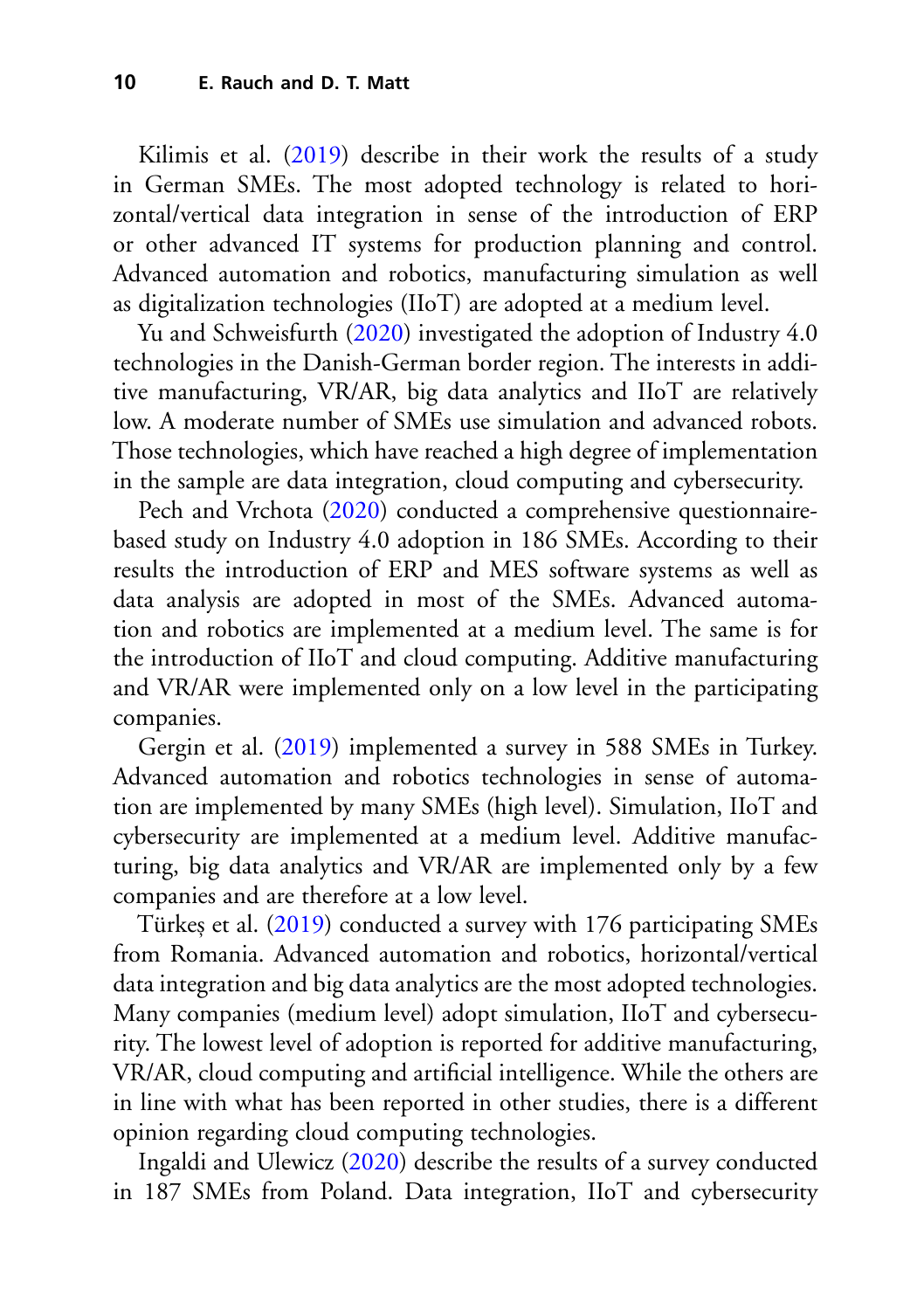Kilimis et al. (2019) describe in their work the results of a study in German SMEs. The most adopted technology is related to horizontal/vertical data integration in sense of the introduction of ERP or other advanced IT systems for production planning and control. Advanced automation and robotics, manufacturing simulation as well as digitalization technologies (IIoT) are adopted at a medium level.

Yu and Schweisfurth (2020) investigated the adoption of Industry 4.0 technologies in the Danish-German border region. The interests in additive manufacturing, VR/AR, big data analytics and IIoT are relatively low. A moderate number of SMEs use simulation and advanced robots. Those technologies, which have reached a high degree of implementation in the sample are data integration, cloud computing and cybersecurity.

Pech and Vrchota (2020) conducted a comprehensive questionnaire-based study on Industry 4.0 adoption in 186 SMEs. According to their results the introduction of ERP and MES software systems as well as data analysis are adopted in most of the SMEs. Advanced automation and robotics are implemented at a medium level. The same is for the introduction of IIoT and cloud computing. Additive manufacturing and VR/AR were implemented only on a low level in the participating companies.

Gergin et al. (2019) implemented a survey in 588 SMEs in Turkey. Advanced automation and robotics technologies in sense of automation are implemented by many SMEs (high level). Simulation, IIoT and cybersecurity are implemented at a medium level. Additive manufacturing, big data analytics and VR/AR are implemented only by a few companies and are therefore at a low level.

Türkeș et al. (2019) conducted a survey with 176 participating SMEs from Romania. Advanced automation and robotics, horizontal/vertical data integration and big data analytics are the most adopted technologies. Many companies (medium level) adopt simulation, IIoT and cybersecurity. The lowest level of adoption is reported for additive manufacturing, VR/AR, cloud computing and artificial intelligence. While the others are in line with what has been reported in other studies, there is a different opinion regarding cloud computing technologies.

Ingaldi and Ulewicz (2020) describe the results of a survey conducted in 187 SMEs from Poland. Data integration, IIoT and cybersecurity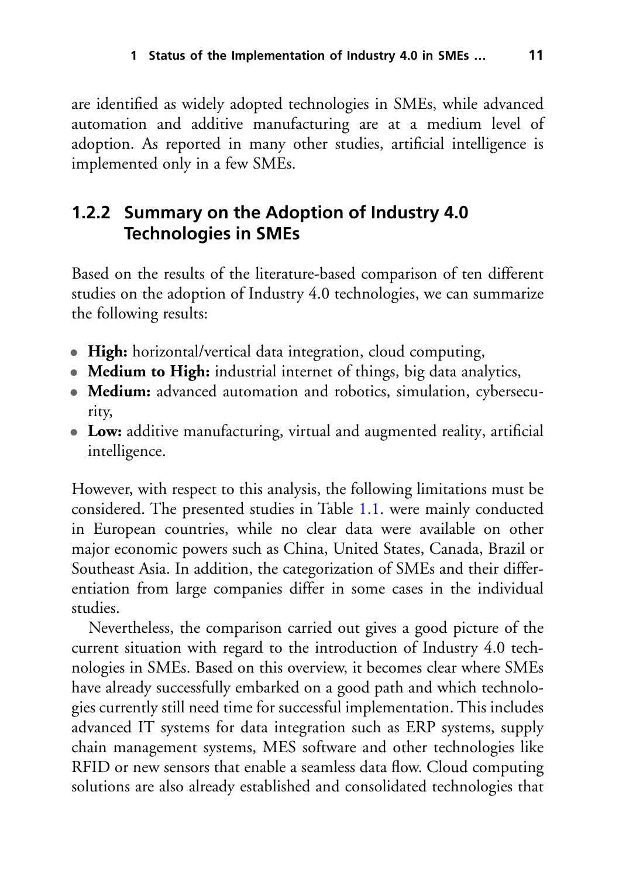are identified as widely adopted technologies in SMEs, while advanced automation and additive manufacturing are at a medium level of adoption. As reported in many other studies, artificial intelligence is implemented only in a few SMEs.

### 1.2.2 Summary on the Adoption of Industry 4.0 Technologies in SMEs

Based on the results of the literature-based comparison of ten different studies on the adoption of Industry 4.0 technologies, we can summarize the following results:

- **High:** horizontal/vertical data integration, cloud computing,
- **Medium to High:** industrial internet of things, big data analytics,
- **Medium:** advanced automation and robotics, simulation, cybersecurity,
- **Low:** additive manufacturing, virtual and augmented reality, artificial intelligence.

However, with respect to this analysis, the following limitations must be considered. The presented studies in Table 1.1. were mainly conducted in European countries, while no clear data were available on other major economic powers such as China, United States, Canada, Brazil or Southeast Asia. In addition, the categorization of SMEs and their differentiation from large companies differ in some cases in the individual studies.

Nevertheless, the comparison carried out gives a good picture of the current situation with regard to the introduction of Industry 4.0 technologies in SMEs. Based on this overview, it becomes clear where SMEs have already successfully embarked on a good path and which technologies currently still need time for successful implementation. This includes advanced IT systems for data integration such as ERP systems, supply chain management systems, MES software and other technologies like RFID or new sensors that enable a seamless data flow. Cloud computing solutions are also already established and consolidated technologies that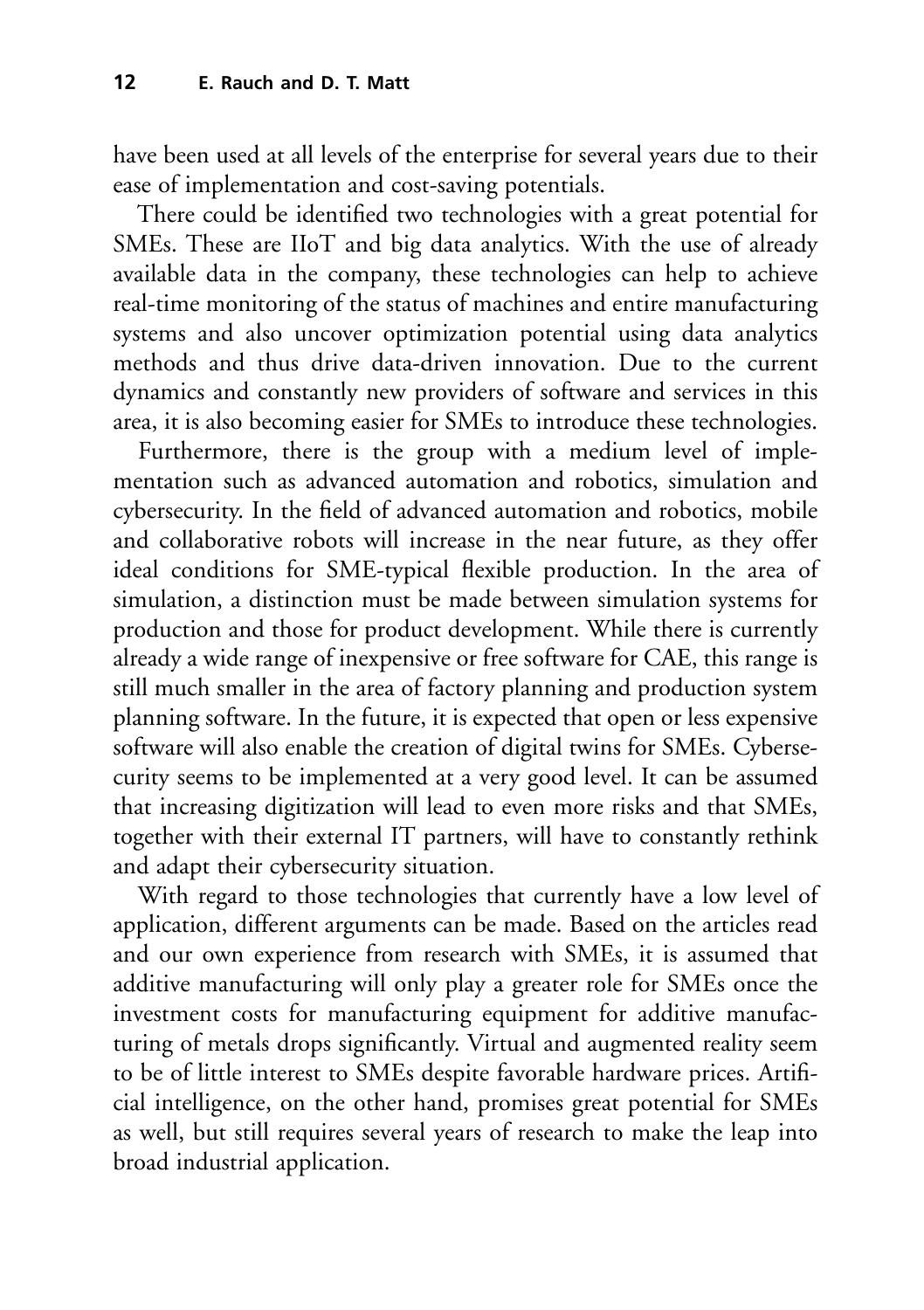have been used at all levels of the enterprise for several years due to their ease of implementation and cost-saving potentials.

There could be identified two technologies with a great potential for SMEs. These are IIoT and big data analytics. With the use of already available data in the company, these technologies can help to achieve real-time monitoring of the status of machines and entire manufacturing systems and also uncover optimization potential using data analytics methods and thus drive data-driven innovation. Due to the current dynamics and constantly new providers of software and services in this area, it is also becoming easier for SMEs to introduce these technologies.

Furthermore, there is the group with a medium level of implementation such as advanced automation and robotics, simulation and cybersecurity. In the field of advanced automation and robotics, mobile and collaborative robots will increase in the near future, as they offer ideal conditions for SME-typical flexible production. In the area of simulation, a distinction must be made between simulation systems for production and those for product development. While there is currently already a wide range of inexpensive or free software for CAE, this range is still much smaller in the area of factory planning and production system planning software. In the future, it is expected that open or less expensive software will also enable the creation of digital twins for SMEs. Cybersecurity seems to be implemented at a very good level. It can be assumed that increasing digitization will lead to even more risks and that SMEs, together with their external IT partners, will have to constantly rethink and adapt their cybersecurity situation.

With regard to those technologies that currently have a low level of application, different arguments can be made. Based on the articles read and our own experience from research with SMEs, it is assumed that additive manufacturing will only play a greater role for SMEs once the investment costs for manufacturing equipment for additive manufacturing of metals drops significantly. Virtual and augmented reality seem to be of little interest to SMEs despite favorable hardware prices. Artificial intelligence, on the other hand, promises great potential for SMEs as well, but still requires several years of research to make the leap into broad industrial application.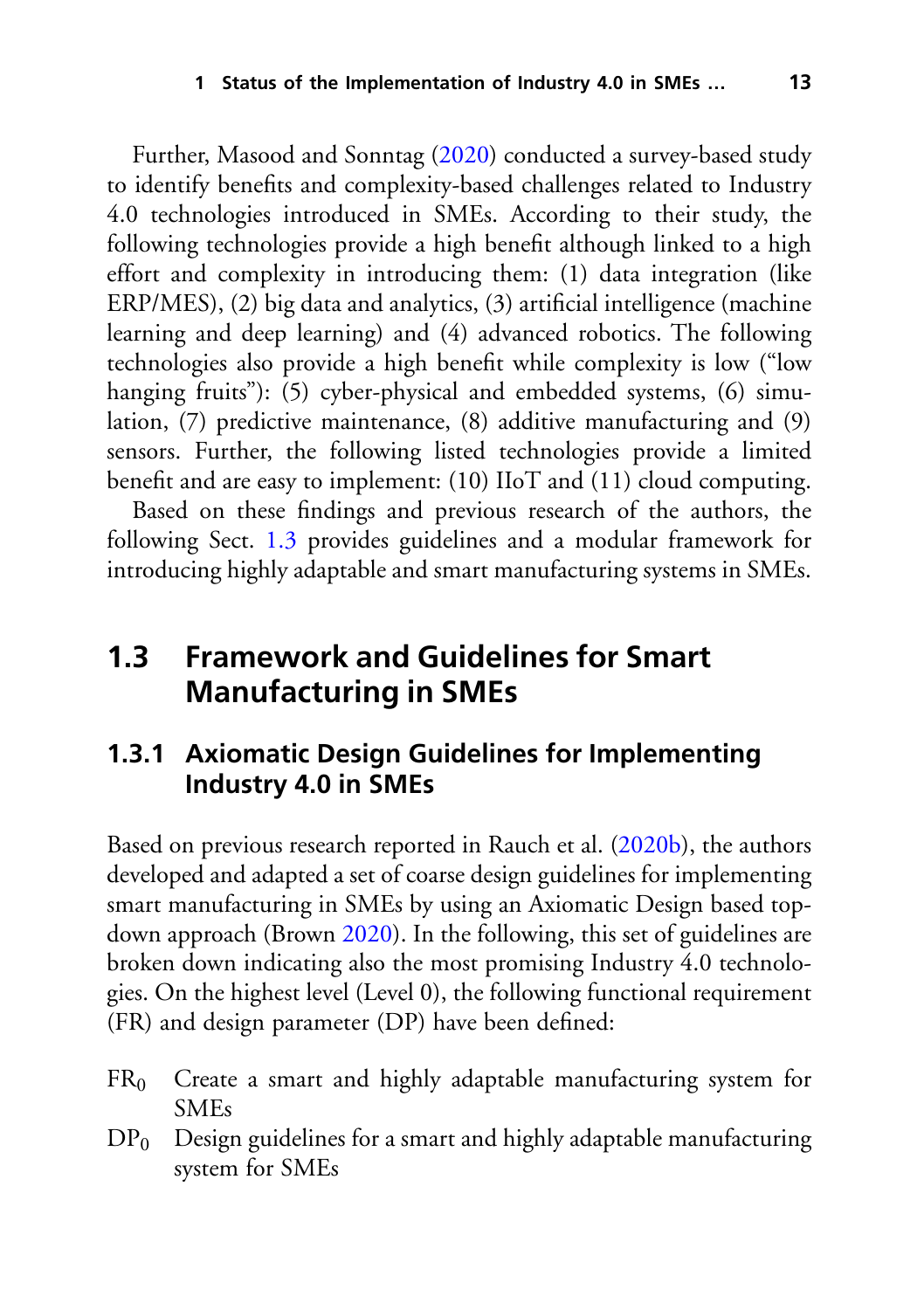Further, Masood and Sonntag (2020) conducted a survey-based study to identify benefits and complexity-based challenges related to Industry 4.0 technologies introduced in SMEs. According to their study, the following technologies provide a high benefit although linked to a high effort and complexity in introducing them: (1) data integration (like ERP/MES), (2) big data and analytics, (3) artificial intelligence (machine learning and deep learning) and (4) advanced robotics. The following technologies also provide a high benefit while complexity is low ("low hanging fruits"): (5) cyber-physical and embedded systems, (6) simulation, (7) predictive maintenance, (8) additive manufacturing and (9) sensors. Further, the following listed technologies provide a limited benefit and are easy to implement: (10) IIoT and (11) cloud computing.

Based on these findings and previous research of the authors, the following Sect. 1.3 provides guidelines and a modular framework for introducing highly adaptable and smart manufacturing systems in SMEs.

## 1.3 Framework and Guidelines for Smart Manufacturing in SMEs

### 1.3.1 Axiomatic Design Guidelines for Implementing Industry 4.0 in SMEs

Based on previous research reported in Rauch et al. (2020b), the authors developed and adapted a set of coarse design guidelines for implementing smart manufacturing in SMEs by using an Axiomatic Design based top-down approach (Brown 2020). In the following, this set of guidelines are broken down indicating also the most promising Industry 4.0 technologies. On the highest level (Level 0), the following functional requirement (FR) and design parameter (DP) have been defined:

$FR_0$ Create a smart and highly adaptable manufacturing system for SMEs

$DP_0$ Design guidelines for a smart and highly adaptable manufacturing system for SMEs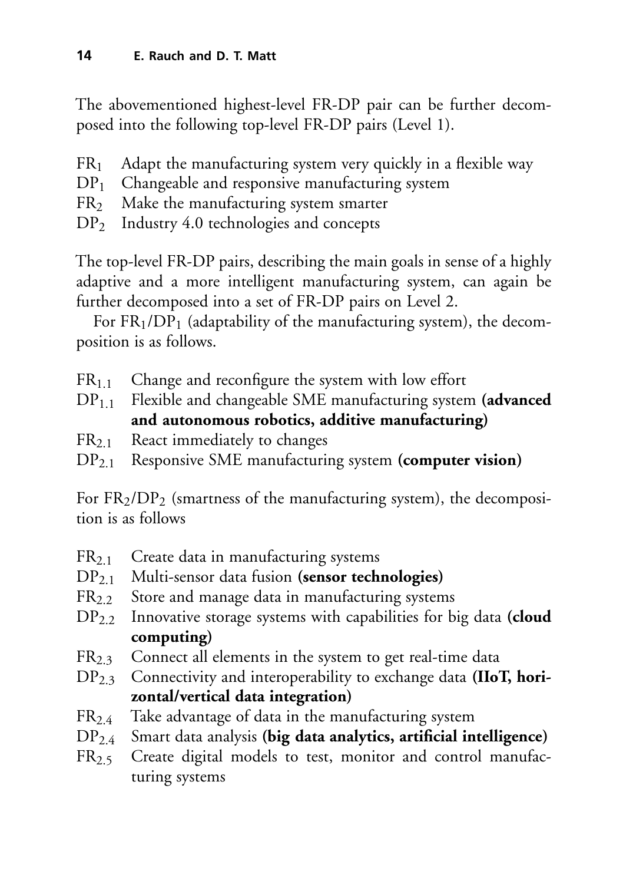The abovementioned highest-level FR-DP pair can be further decomposed into the following top-level FR-DP pairs (Level 1).

$FR_1$ Adapt the manufacturing system very quickly in a flexible way  
$DP_1$ Changeable and responsive manufacturing system  
$FR_2$ Make the manufacturing system smarter  
$DP_2$ Industry 4.0 technologies and concepts

The top-level FR-DP pairs, describing the main goals in sense of a highly adaptive and a more intelligent manufacturing system, can again be further decomposed into a set of FR-DP pairs on Level 2.

For $FR_1/DP_1$ (adaptability of the manufacturing system), the decomposition is as follows.

$FR_{1.1}$ Change and reconfigure the system with low effort  
$DP_{1.1}$ Flexible and changeable SME manufacturing system **(advanced and autonomous robotics, additive manufacturing)**  
$FR_{2.1}$ React immediately to changes  
$DP_{2.1}$ Responsive SME manufacturing system **(computer vision)**

For $FR_2/DP_2$ (smartness of the manufacturing system), the decomposition is as follows

$FR_{2.1}$ Create data in manufacturing systems  
$DP_{2.1}$ Multi-sensor data fusion **(sensor technologies)**  
$FR_{2.2}$ Store and manage data in manufacturing systems  
$DP_{2.2}$ Innovative storage systems with capabilities for big data **(cloud computing)**  
$FR_{2.3}$ Connect all elements in the system to get real-time data  
$DP_{2.3}$ Connectivity and interoperability to exchange data **(IIoT, horizontal/vertical data integration)**  
$FR_{2.4}$ Take advantage of data in the manufacturing system  
$DP_{2.4}$ Smart data analysis **(big data analytics, artificial intelligence)**  
$FR_{2.5}$ Create digital models to test, monitor and control manufacturing systems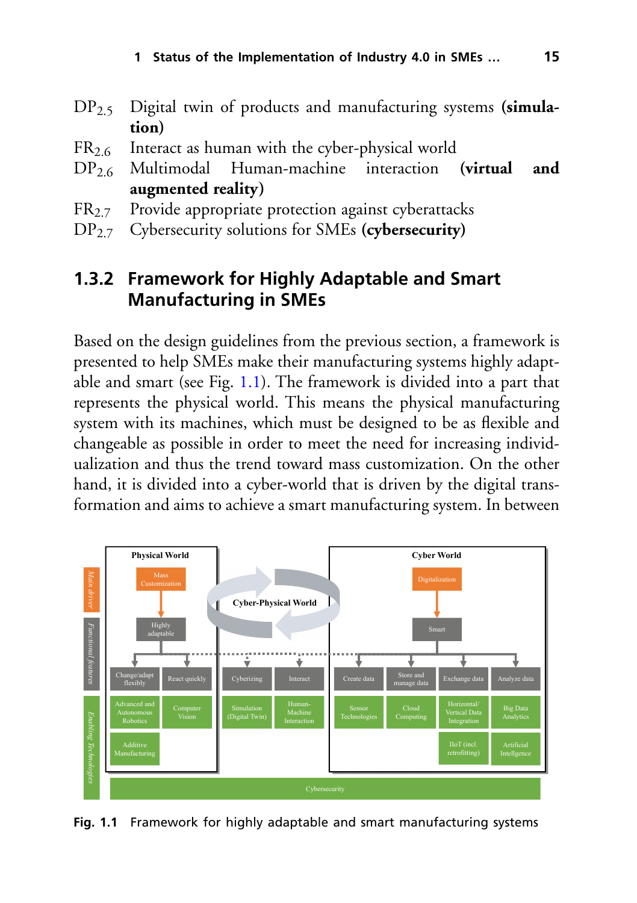$DP_{2.5}$ Digital twin of products and manufacturing systems **(simulation)**

$FR_{2.6}$ Interact as human with the cyber-physical world

$DP_{2.6}$ Multimodal Human-machine interaction **(virtual and augmented reality)**

$FR_{2.7}$ Provide appropriate protection against cyberattacks

$DP_{2.7}$ Cybersecurity solutions for SMEs **(cybersecurity)**

## 1.3.2 Framework for Highly Adaptable and Smart Manufacturing in SMEs

Based on the design guidelines from the previous section, a framework is presented to help SMEs make their manufacturing systems highly adaptable and smart (see Fig. 1.1). The framework is divided into a part that represents the physical world. This means the physical manufacturing system with its machines, which must be designed to be as flexible and changeable as possible in order to meet the need for increasing individualization and thus the trend toward mass customization. On the other hand, it is divided into a cyber-world that is driven by the digital transformation and aims to achieve a smart manufacturing system. In between

**Fig. 1.1** Framework for highly adaptable and smart manufacturing systems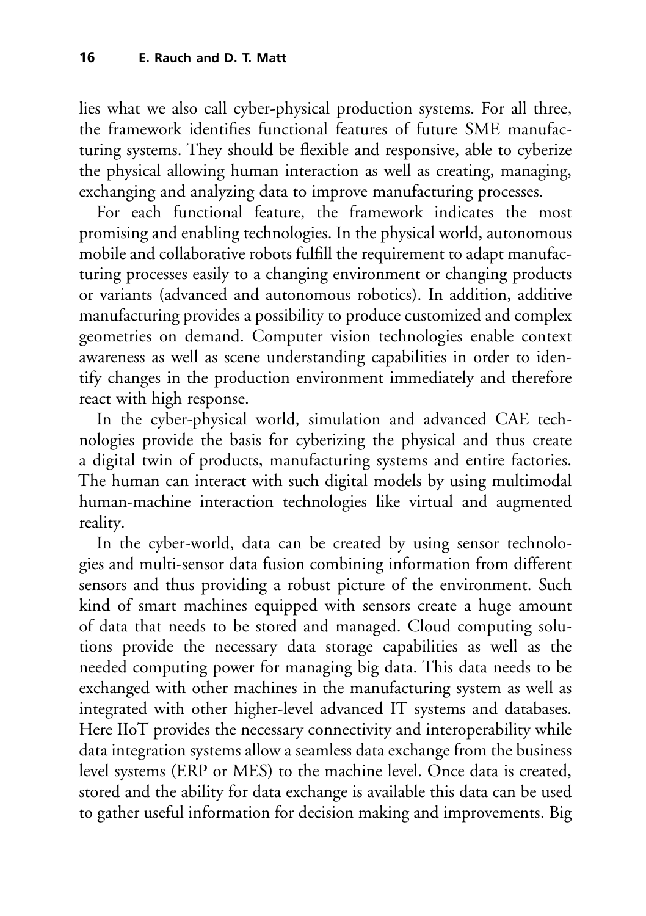lies what we also call cyber-physical production systems. For all three, the framework identifies functional features of future SME manufacturing systems. They should be flexible and responsive, able to cyberize the physical allowing human interaction as well as creating, managing, exchanging and analyzing data to improve manufacturing processes.

For each functional feature, the framework indicates the most promising and enabling technologies. In the physical world, autonomous mobile and collaborative robots fulfill the requirement to adapt manufacturing processes easily to a changing environment or changing products or variants (advanced and autonomous robotics). In addition, additive manufacturing provides a possibility to produce customized and complex geometries on demand. Computer vision technologies enable context awareness as well as scene understanding capabilities in order to identify changes in the production environment immediately and therefore react with high response.

In the cyber-physical world, simulation and advanced CAE technologies provide the basis for cyberizing the physical and thus create a digital twin of products, manufacturing systems and entire factories. The human can interact with such digital models by using multimodal human-machine interaction technologies like virtual and augmented reality.

In the cyber-world, data can be created by using sensor technologies and multi-sensor data fusion combining information from different sensors and thus providing a robust picture of the environment. Such kind of smart machines equipped with sensors create a huge amount of data that needs to be stored and managed. Cloud computing solutions provide the necessary data storage capabilities as well as the needed computing power for managing big data. This data needs to be exchanged with other machines in the manufacturing system as well as integrated with other higher-level advanced IT systems and databases. Here IIoT provides the necessary connectivity and interoperability while data integration systems allow a seamless data exchange from the business level systems (ERP or MES) to the machine level. Once data is created, stored and the ability for data exchange is available this data can be used to gather useful information for decision making and improvements. Big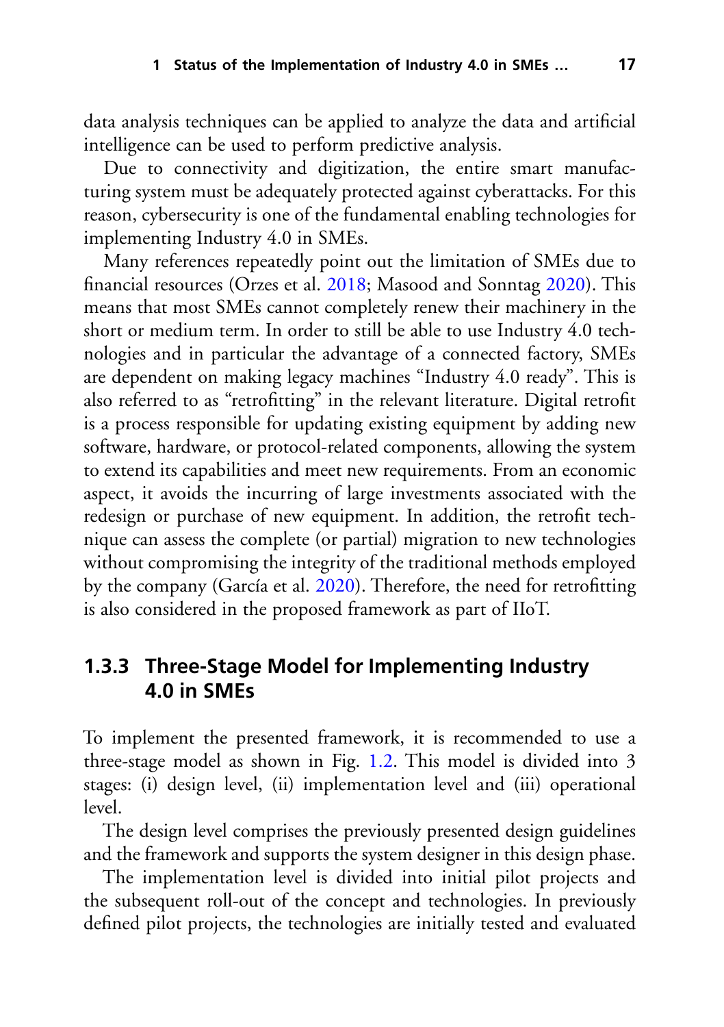data analysis techniques can be applied to analyze the data and artificial intelligence can be used to perform predictive analysis.

Due to connectivity and digitization, the entire smart manufacturing system must be adequately protected against cyberattacks. For this reason, cybersecurity is one of the fundamental enabling technologies for implementing Industry 4.0 in SMEs.

Many references repeatedly point out the limitation of SMEs due to financial resources (Orzes et al. 2018; Masood and Sonntag 2020). This means that most SMEs cannot completely renew their machinery in the short or medium term. In order to still be able to use Industry 4.0 technologies and in particular the advantage of a connected factory, SMEs are dependent on making legacy machines "Industry 4.0 ready". This is also referred to as "retrofitting" in the relevant literature. Digital retrofit is a process responsible for updating existing equipment by adding new software, hardware, or protocol-related components, allowing the system to extend its capabilities and meet new requirements. From an economic aspect, it avoids the incurring of large investments associated with the redesign or purchase of new equipment. In addition, the retrofit technique can assess the complete (or partial) migration to new technologies without compromising the integrity of the traditional methods employed by the company (García et al. 2020). Therefore, the need for retrofitting is also considered in the proposed framework as part of IIoT.

### 1.3.3 Three-Stage Model for Implementing Industry 4.0 in SMEs

To implement the presented framework, it is recommended to use a three-stage model as shown in Fig. 1.2. This model is divided into 3 stages: (i) design level, (ii) implementation level and (iii) operational level.

The design level comprises the previously presented design guidelines and the framework and supports the system designer in this design phase.

The implementation level is divided into initial pilot projects and the subsequent roll-out of the concept and technologies. In previously defined pilot projects, the technologies are initially tested and evaluated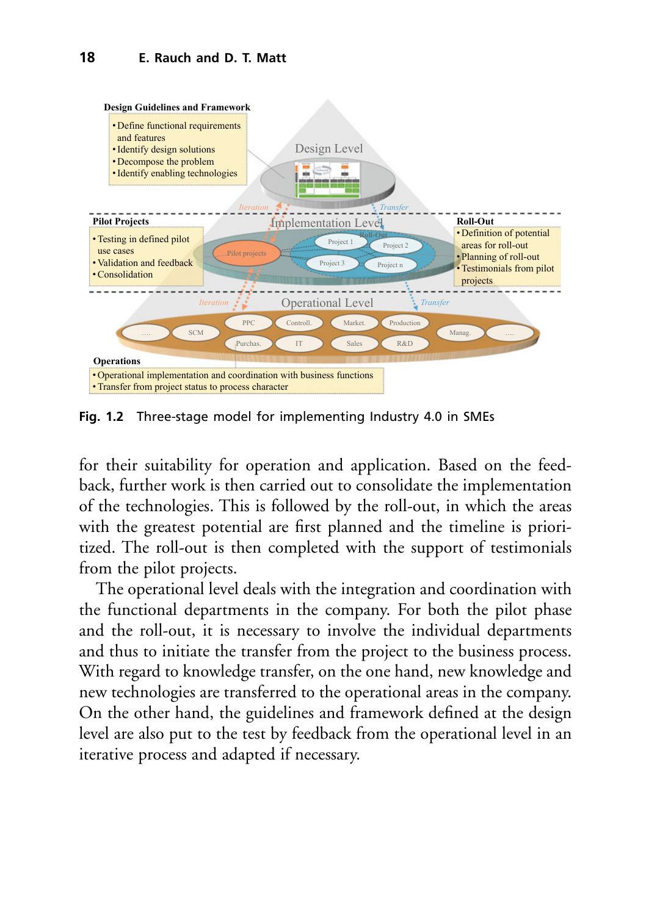**Design Guidelines and Framework**
- Define functional requirements and features
- Identify design solutions
- Decompose the problem
- Identify enabling technologies

Design Level

Iteration — Transfer

**Pilot Projects**
- Testing in defined pilot use cases
- Validation and feedback
- Consolidation

Implementation Level

Roll-Out

Pilot projects — Project 1 — Project 2 — Project 3 — Project n

**Roll-Out**
- Definition of potential areas for roll-out
- Planning of roll-out
- Testimonials from pilot projects

Iteration — Operational Level — Transfer

…. — SCM — PPC — Purchas. — Controll. — IT — Market. — Sales — Production — R&D — Manag. — ….

**Operations**
- Operational implementation and coordination with business functions
- Transfer from project status to process character

**Fig. 1.2** Three-stage model for implementing Industry 4.0 in SMEs

for their suitability for operation and application. Based on the feedback, further work is then carried out to consolidate the implementation of the technologies. This is followed by the roll-out, in which the areas with the greatest potential are first planned and the timeline is prioritized. The roll-out is then completed with the support of testimonials from the pilot projects.

The operational level deals with the integration and coordination with the functional departments in the company. For both the pilot phase and the roll-out, it is necessary to involve the individual departments and thus to initiate the transfer from the project to the business process. With regard to knowledge transfer, on the one hand, new knowledge and new technologies are transferred to the operational areas in the company. On the other hand, the guidelines and framework defined at the design level are also put to the test by feedback from the operational level in an iterative process and adapted if necessary.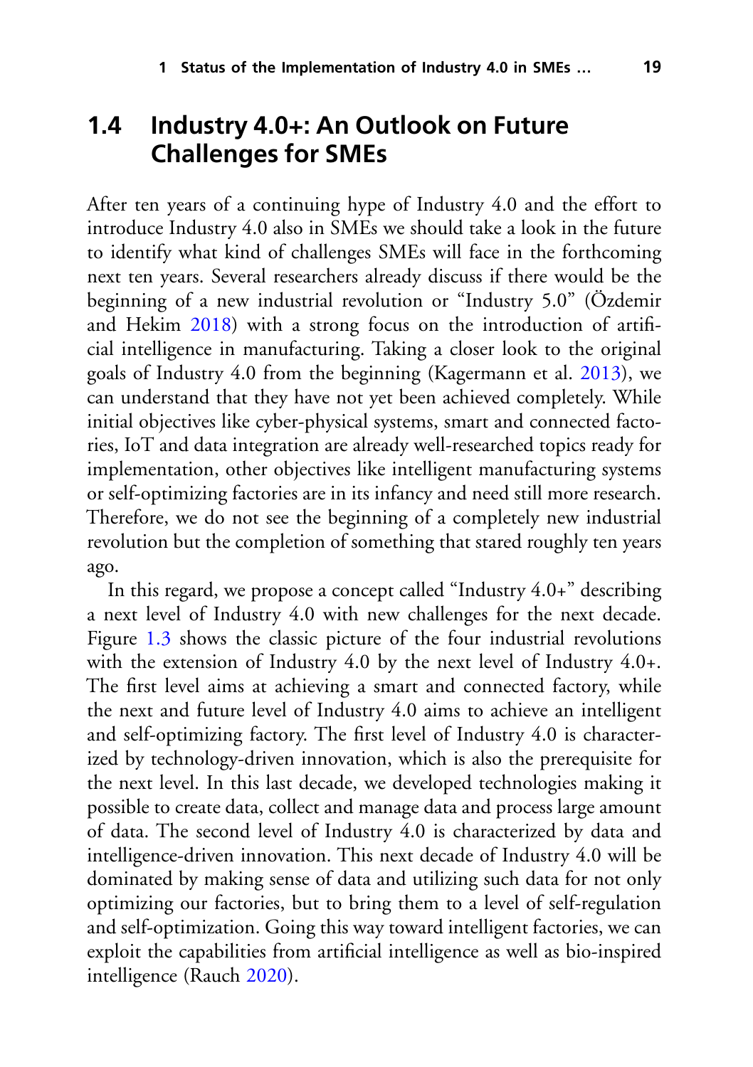## 1.4 Industry 4.0+: An Outlook on Future Challenges for SMEs

After ten years of a continuing hype of Industry 4.0 and the effort to introduce Industry 4.0 also in SMEs we should take a look in the future to identify what kind of challenges SMEs will face in the forthcoming next ten years. Several researchers already discuss if there would be the beginning of a new industrial revolution or "Industry 5.0" (Özdemir and Hekim 2018) with a strong focus on the introduction of artificial intelligence in manufacturing. Taking a closer look to the original goals of Industry 4.0 from the beginning (Kagermann et al. 2013), we can understand that they have not yet been achieved completely. While initial objectives like cyber-physical systems, smart and connected factories, IoT and data integration are already well-researched topics ready for implementation, other objectives like intelligent manufacturing systems or self-optimizing factories are in its infancy and need still more research. Therefore, we do not see the beginning of a completely new industrial revolution but the completion of something that stared roughly ten years ago.

In this regard, we propose a concept called "Industry 4.0+" describing a next level of Industry 4.0 with new challenges for the next decade. Figure 1.3 shows the classic picture of the four industrial revolutions with the extension of Industry 4.0 by the next level of Industry 4.0+. The first level aims at achieving a smart and connected factory, while the next and future level of Industry 4.0 aims to achieve an intelligent and self-optimizing factory. The first level of Industry 4.0 is characterized by technology-driven innovation, which is also the prerequisite for the next level. In this last decade, we developed technologies making it possible to create data, collect and manage data and process large amount of data. The second level of Industry 4.0 is characterized by data and intelligence-driven innovation. This next decade of Industry 4.0 will be dominated by making sense of data and utilizing such data for not only optimizing our factories, but to bring them to a level of self-regulation and self-optimization. Going this way toward intelligent factories, we can exploit the capabilities from artificial intelligence as well as bio-inspired intelligence (Rauch 2020).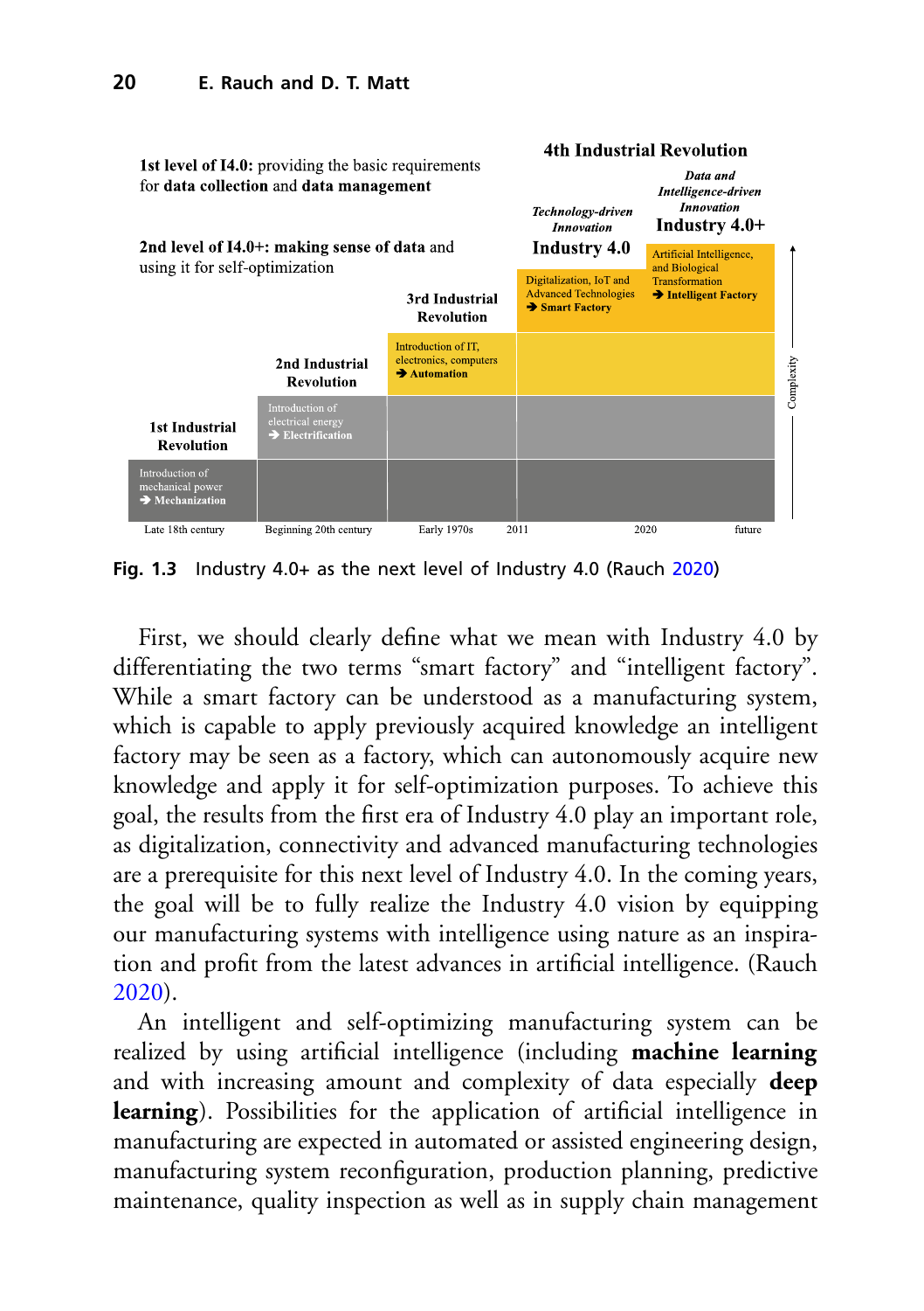1st level of I4.0: providing the basic requirements for data collection and data management

2nd level of I4.0+: making sense of data and using it for self-optimization

| | | | 4th Industrial Revolution | |
|---|---|---|---|---|
| | | | *Technology-driven Innovation* **Industry 4.0** | *Data and Intelligence-driven Innovation* **Industry 4.0+** |
| | | **3rd Industrial Revolution** | Digitalization, IoT and Advanced Technologies ➔ **Smart Factory** | Artificial Intelligence, and Biological Transformation ➔ **Intelligent Factory** |
| | **2nd Industrial Revolution** | Introduction of IT, electronics, computers ➔ **Automation** | | |
| **1st Industrial Revolution** | Introduction of electrical energy ➔ **Electrification** | | | |
| Introduction of mechanical power ➔ **Mechanization** | | | | |
| Late 18th century | Beginning 20th century | Early 1970s | 2011 — 2020 | future |

Complexity ↑

Fig. 1.3 Industry 4.0+ as the next level of Industry 4.0 (Rauch 2020)

First, we should clearly define what we mean with Industry 4.0 by differentiating the two terms "smart factory" and "intelligent factory". While a smart factory can be understood as a manufacturing system, which is capable to apply previously acquired knowledge an intelligent factory may be seen as a factory, which can autonomously acquire new knowledge and apply it for self-optimization purposes. To achieve this goal, the results from the first era of Industry 4.0 play an important role, as digitalization, connectivity and advanced manufacturing technologies are a prerequisite for this next level of Industry 4.0. In the coming years, the goal will be to fully realize the Industry 4.0 vision by equipping our manufacturing systems with intelligence using nature as an inspiration and profit from the latest advances in artificial intelligence. (Rauch 2020).

An intelligent and self-optimizing manufacturing system can be realized by using artificial intelligence (including **machine learning** and with increasing amount and complexity of data especially **deep learning**). Possibilities for the application of artificial intelligence in manufacturing are expected in automated or assisted engineering design, manufacturing system reconfiguration, production planning, predictive maintenance, quality inspection as well as in supply chain management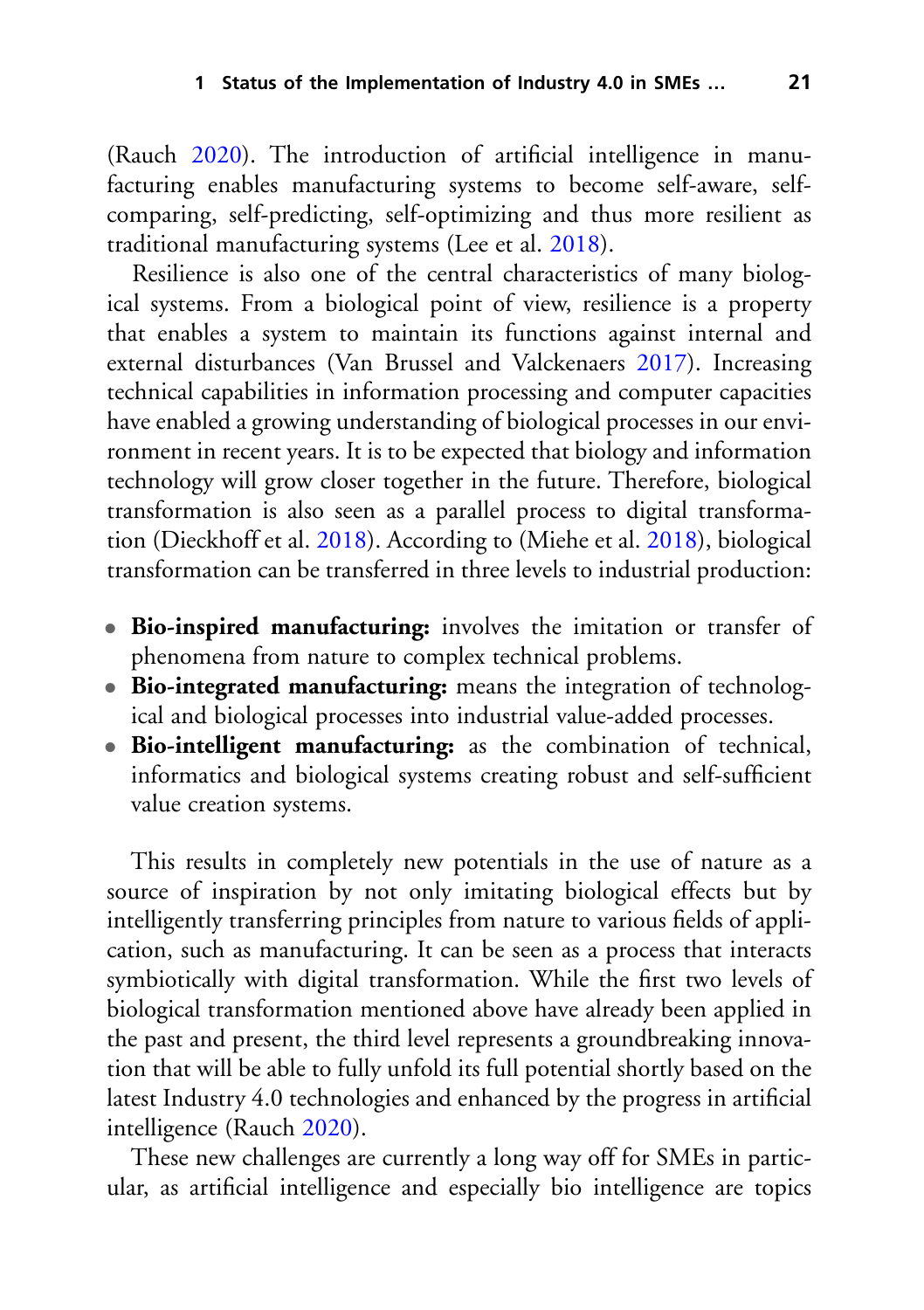(Rauch 2020). The introduction of artificial intelligence in manufacturing enables manufacturing systems to become self-aware, self-comparing, self-predicting, self-optimizing and thus more resilient as traditional manufacturing systems (Lee et al. 2018).

Resilience is also one of the central characteristics of many biological systems. From a biological point of view, resilience is a property that enables a system to maintain its functions against internal and external disturbances (Van Brussel and Valckenaers 2017). Increasing technical capabilities in information processing and computer capacities have enabled a growing understanding of biological processes in our environment in recent years. It is to be expected that biology and information technology will grow closer together in the future. Therefore, biological transformation is also seen as a parallel process to digital transformation (Dieckhoff et al. 2018). According to (Miehe et al. 2018), biological transformation can be transferred in three levels to industrial production:

- **Bio-inspired manufacturing:** involves the imitation or transfer of phenomena from nature to complex technical problems.
- **Bio-integrated manufacturing:** means the integration of technological and biological processes into industrial value-added processes.
- **Bio-intelligent manufacturing:** as the combination of technical, informatics and biological systems creating robust and self-sufficient value creation systems.

This results in completely new potentials in the use of nature as a source of inspiration by not only imitating biological effects but by intelligently transferring principles from nature to various fields of application, such as manufacturing. It can be seen as a process that interacts symbiotically with digital transformation. While the first two levels of biological transformation mentioned above have already been applied in the past and present, the third level represents a groundbreaking innovation that will be able to fully unfold its full potential shortly based on the latest Industry 4.0 technologies and enhanced by the progress in artificial intelligence (Rauch 2020).

These new challenges are currently a long way off for SMEs in particular, as artificial intelligence and especially bio intelligence are topics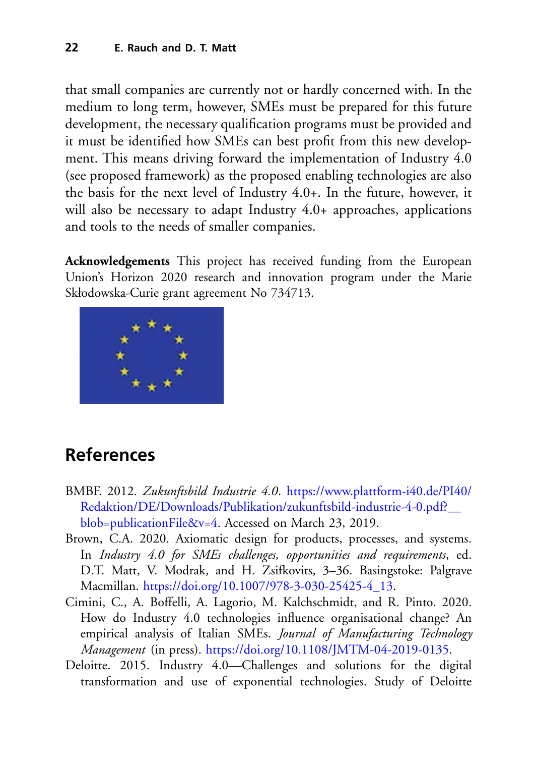that small companies are currently not or hardly concerned with. In the medium to long term, however, SMEs must be prepared for this future development, the necessary qualification programs must be provided and it must be identified how SMEs can best profit from this new development. This means driving forward the implementation of Industry 4.0 (see proposed framework) as the proposed enabling technologies are also the basis for the next level of Industry 4.0+. In the future, however, it will also be necessary to adapt Industry 4.0+ approaches, applications and tools to the needs of smaller companies.

**Acknowledgements** This project has received funding from the European Union's Horizon 2020 research and innovation program under the Marie Skłodowska-Curie grant agreement No 734713.

## References

BMBF. 2012. *Zukunftsbild Industrie 4.0*. https://www.plattform-i40.de/PI40/Redaktion/DE/Downloads/Publikation/zukunftsbild-industrie-4-0.pdf?__blob=publicationFile&v=4. Accessed on March 23, 2019.

Brown, C.A. 2020. Axiomatic design for products, processes, and systems. In *Industry 4.0 for SMEs challenges, opportunities and requirements*, ed. D.T. Matt, V. Modrak, and H. Zsifkovits, 3–36. Basingstoke: Palgrave Macmillan. https://doi.org/10.1007/978-3-030-25425-4_13.

Cimini, C., A. Boffelli, A. Lagorio, M. Kalchschmidt, and R. Pinto. 2020. How do Industry 4.0 technologies influence organisational change? An empirical analysis of Italian SMEs. *Journal of Manufacturing Technology Management* (in press). https://doi.org/10.1108/JMTM-04-2019-0135.

Deloitte. 2015. Industry 4.0—Challenges and solutions for the digital transformation and use of exponential technologies. Study of Deloitte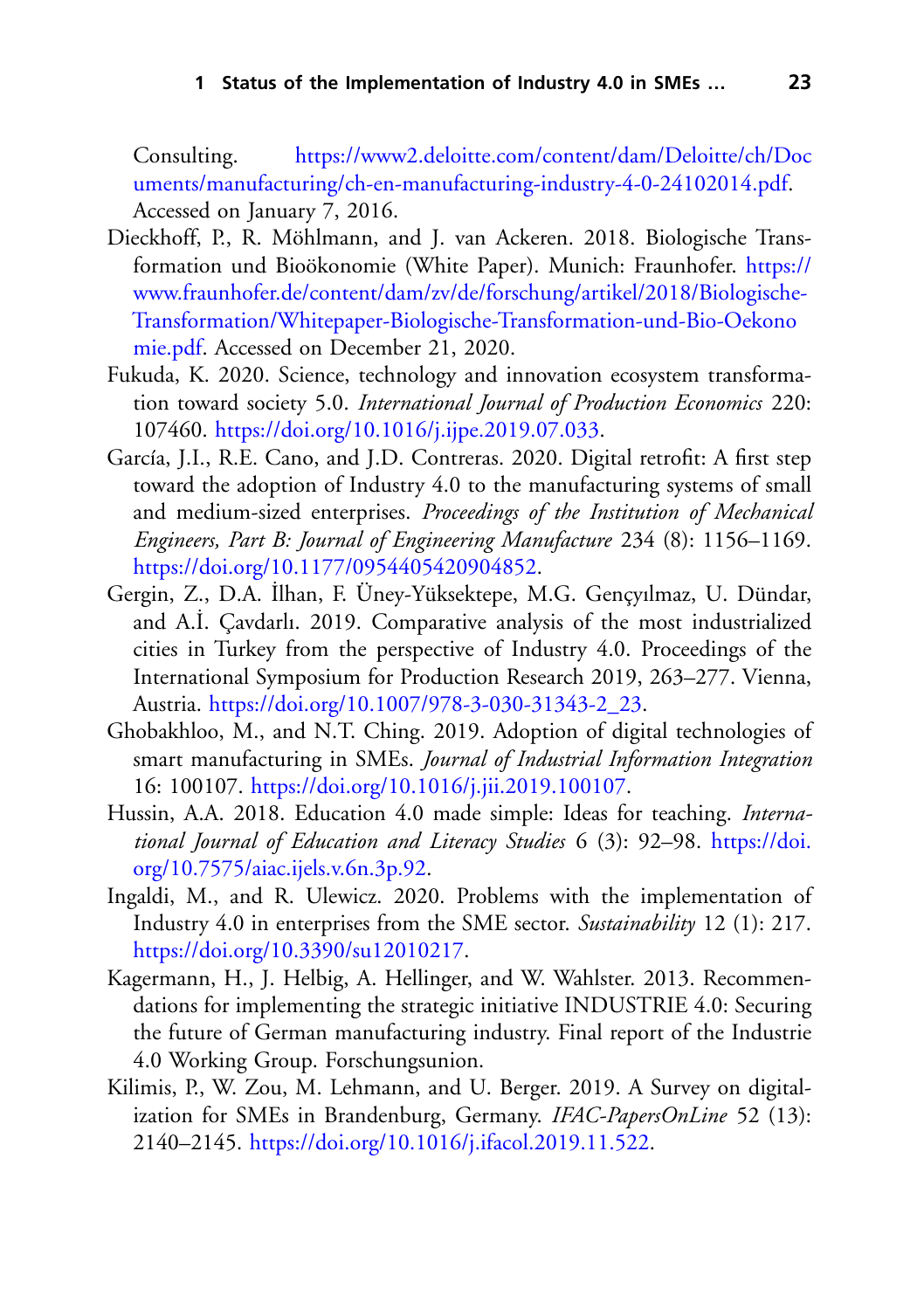Consulting. https://www2.deloitte.com/content/dam/Deloitte/ch/Documents/manufacturing/ch-en-manufacturing-industry-4-0-24102014.pdf. Accessed on January 7, 2016.

Dieckhoff, P., R. Möhlmann, and J. van Ackeren. 2018. Biologische Transformation und Bioökonomie (White Paper). Munich: Fraunhofer. https://www.fraunhofer.de/content/dam/zv/de/forschung/artikel/2018/Biologische-Transformation/Whitepaper-Biologische-Transformation-und-Bio-Oekonomie.pdf. Accessed on December 21, 2020.

Fukuda, K. 2020. Science, technology and innovation ecosystem transformation toward society 5.0. *International Journal of Production Economics* 220: 107460. https://doi.org/10.1016/j.ijpe.2019.07.033.

García, J.I., R.E. Cano, and J.D. Contreras. 2020. Digital retrofit: A first step toward the adoption of Industry 4.0 to the manufacturing systems of small and medium-sized enterprises. *Proceedings of the Institution of Mechanical Engineers, Part B: Journal of Engineering Manufacture* 234 (8): 1156–1169. https://doi.org/10.1177/0954405420904852.

Gergin, Z., D.A. İlhan, F. Üney-Yüksektepe, M.G. Gençyılmaz, U. Dündar, and A.İ. Çavdarlı. 2019. Comparative analysis of the most industrialized cities in Turkey from the perspective of Industry 4.0. Proceedings of the International Symposium for Production Research 2019, 263–277. Vienna, Austria. https://doi.org/10.1007/978-3-030-31343-2_23.

Ghobakhloo, M., and N.T. Ching. 2019. Adoption of digital technologies of smart manufacturing in SMEs. *Journal of Industrial Information Integration* 16: 100107. https://doi.org/10.1016/j.jii.2019.100107.

Hussin, A.A. 2018. Education 4.0 made simple: Ideas for teaching. *International Journal of Education and Literacy Studies* 6 (3): 92–98. https://doi.org/10.7575/aiac.ijels.v.6n.3p.92.

Ingaldi, M., and R. Ulewicz. 2020. Problems with the implementation of Industry 4.0 in enterprises from the SME sector. *Sustainability* 12 (1): 217. https://doi.org/10.3390/su12010217.

Kagermann, H., J. Helbig, A. Hellinger, and W. Wahlster. 2013. Recommendations for implementing the strategic initiative INDUSTRIE 4.0: Securing the future of German manufacturing industry. Final report of the Industrie 4.0 Working Group. Forschungsunion.

Kilimis, P., W. Zou, M. Lehmann, and U. Berger. 2019. A Survey on digitalization for SMEs in Brandenburg, Germany. *IFAC-PapersOnLine* 52 (13): 2140–2145. https://doi.org/10.1016/j.ifacol.2019.11.522.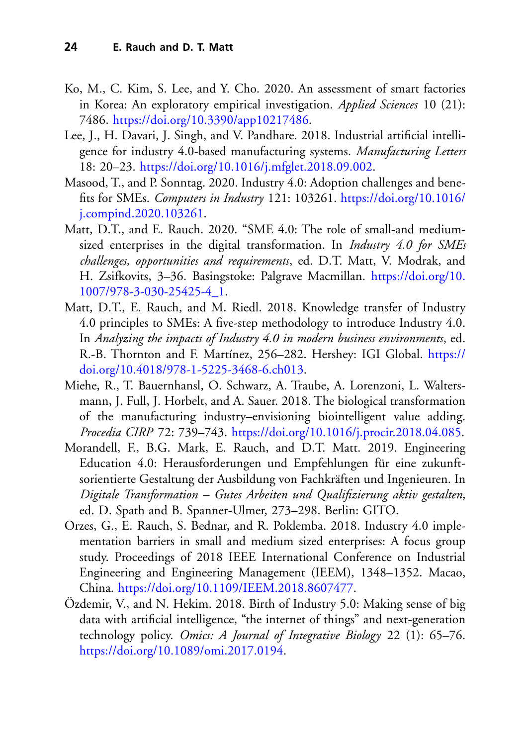Ko, M., C. Kim, S. Lee, and Y. Cho. 2020. An assessment of smart factories in Korea: An exploratory empirical investigation. *Applied Sciences* 10 (21): 7486. https://doi.org/10.3390/app10217486.

Lee, J., H. Davari, J. Singh, and V. Pandhare. 2018. Industrial artificial intelligence for industry 4.0-based manufacturing systems. *Manufacturing Letters* 18: 20–23. https://doi.org/10.1016/j.mfglet.2018.09.002.

Masood, T., and P. Sonntag. 2020. Industry 4.0: Adoption challenges and benefits for SMEs. *Computers in Industry* 121: 103261. https://doi.org/10.1016/j.compind.2020.103261.

Matt, D.T., and E. Rauch. 2020. "SME 4.0: The role of small-and medium-sized enterprises in the digital transformation. In *Industry 4.0 for SMEs challenges, opportunities and requirements*, ed. D.T. Matt, V. Modrak, and H. Zsifkovits, 3–36. Basingstoke: Palgrave Macmillan. https://doi.org/10.1007/978-3-030-25425-4_1.

Matt, D.T., E. Rauch, and M. Riedl. 2018. Knowledge transfer of Industry 4.0 principles to SMEs: A five-step methodology to introduce Industry 4.0. In *Analyzing the impacts of Industry 4.0 in modern business environments*, ed. R.-B. Thornton and F. Martínez, 256–282. Hershey: IGI Global. https://doi.org/10.4018/978-1-5225-3468-6.ch013.

Miehe, R., T. Bauernhansl, O. Schwarz, A. Traube, A. Lorenzoni, L. Waltersmann, J. Full, J. Horbelt, and A. Sauer. 2018. The biological transformation of the manufacturing industry–envisioning biointelligent value adding. *Procedia CIRP* 72: 739–743. https://doi.org/10.1016/j.procir.2018.04.085.

Morandell, F., B.G. Mark, E. Rauch, and D.T. Matt. 2019. Engineering Education 4.0: Herausforderungen und Empfehlungen für eine zukunftsorientierte Gestaltung der Ausbildung von Fachkräften und Ingenieuren. In *Digitale Transformation – Gutes Arbeiten und Qualifizierung aktiv gestalten*, ed. D. Spath and B. Spanner-Ulmer, 273–298. Berlin: GITO.

Orzes, G., E. Rauch, S. Bednar, and R. Poklemba. 2018. Industry 4.0 implementation barriers in small and medium sized enterprises: A focus group study. Proceedings of 2018 IEEE International Conference on Industrial Engineering and Engineering Management (IEEM), 1348–1352. Macao, China. https://doi.org/10.1109/IEEM.2018.8607477.

Özdemir, V., and N. Hekim. 2018. Birth of Industry 5.0: Making sense of big data with artificial intelligence, "the internet of things" and next-generation technology policy. *Omics: A Journal of Integrative Biology* 22 (1): 65–76. https://doi.org/10.1089/omi.2017.0194.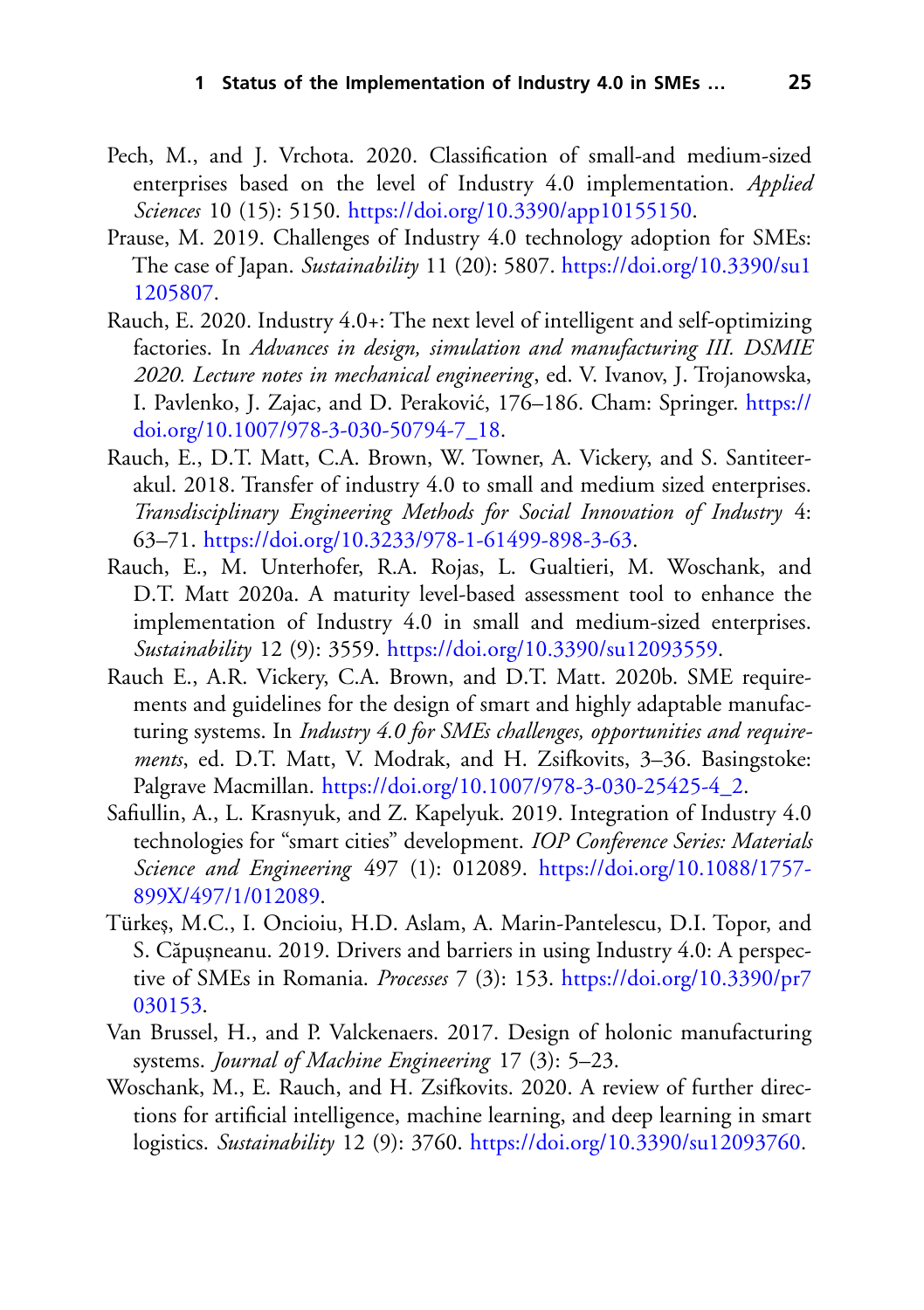Pech, M., and J. Vrchota. 2020. Classification of small-and medium-sized enterprises based on the level of Industry 4.0 implementation. *Applied Sciences* 10 (15): 5150. https://doi.org/10.3390/app10155150.

Prause, M. 2019. Challenges of Industry 4.0 technology adoption for SMEs: The case of Japan. *Sustainability* 11 (20): 5807. https://doi.org/10.3390/su11205807.

Rauch, E. 2020. Industry 4.0+: The next level of intelligent and self-optimizing factories. In *Advances in design, simulation and manufacturing III. DSMIE 2020. Lecture notes in mechanical engineering*, ed. V. Ivanov, J. Trojanowska, I. Pavlenko, J. Zajac, and D. Peraković, 176–186. Cham: Springer. https://doi.org/10.1007/978-3-030-50794-7_18.

Rauch, E., D.T. Matt, C.A. Brown, W. Towner, A. Vickery, and S. Santiteerakul. 2018. Transfer of industry 4.0 to small and medium sized enterprises. *Transdisciplinary Engineering Methods for Social Innovation of Industry* 4: 63–71. https://doi.org/10.3233/978-1-61499-898-3-63.

Rauch, E., M. Unterhofer, R.A. Rojas, L. Gualtieri, M. Woschank, and D.T. Matt 2020a. A maturity level-based assessment tool to enhance the implementation of Industry 4.0 in small and medium-sized enterprises. *Sustainability* 12 (9): 3559. https://doi.org/10.3390/su12093559.

Rauch E., A.R. Vickery, C.A. Brown, and D.T. Matt. 2020b. SME requirements and guidelines for the design of smart and highly adaptable manufacturing systems. In *Industry 4.0 for SMEs challenges, opportunities and requirements*, ed. D.T. Matt, V. Modrak, and H. Zsifkovits, 3–36. Basingstoke: Palgrave Macmillan. https://doi.org/10.1007/978-3-030-25425-4_2.

Safiullin, A., L. Krasnyuk, and Z. Kapelyuk. 2019. Integration of Industry 4.0 technologies for "smart cities" development. *IOP Conference Series: Materials Science and Engineering* 497 (1): 012089. https://doi.org/10.1088/1757-899X/497/1/012089.

Türkeș, M.C., I. Oncioiu, H.D. Aslam, A. Marin-Pantelescu, D.I. Topor, and S. Căpușneanu. 2019. Drivers and barriers in using Industry 4.0: A perspective of SMEs in Romania. *Processes* 7 (3): 153. https://doi.org/10.3390/pr7030153.

Van Brussel, H., and P. Valckenaers. 2017. Design of holonic manufacturing systems. *Journal of Machine Engineering* 17 (3): 5–23.

Woschank, M., E. Rauch, and H. Zsifkovits. 2020. A review of further directions for artificial intelligence, machine learning, and deep learning in smart logistics. *Sustainability* 12 (9): 3760. https://doi.org/10.3390/su12093760.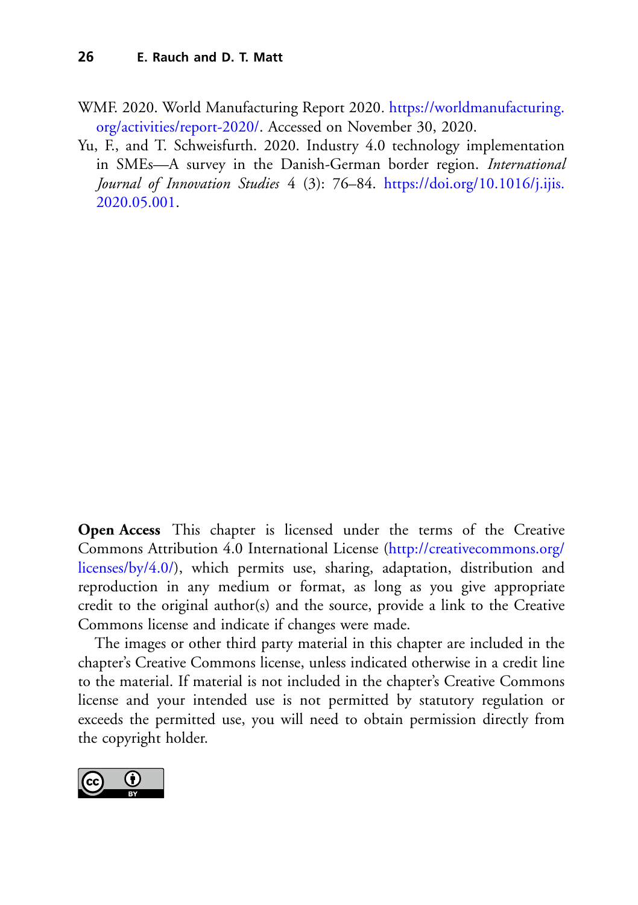WMF. 2020. World Manufacturing Report 2020. https://worldmanufacturing.org/activities/report-2020/. Accessed on November 30, 2020.

Yu, F., and T. Schweisfurth. 2020. Industry 4.0 technology implementation in SMEs—A survey in the Danish-German border region. *International Journal of Innovation Studies* 4 (3): 76–84. https://doi.org/10.1016/j.ijis.2020.05.001.

**Open Access** This chapter is licensed under the terms of the Creative Commons Attribution 4.0 International License (http://creativecommons.org/licenses/by/4.0/), which permits use, sharing, adaptation, distribution and reproduction in any medium or format, as long as you give appropriate credit to the original author(s) and the source, provide a link to the Creative Commons license and indicate if changes were made.

The images or other third party material in this chapter are included in the chapter's Creative Commons license, unless indicated otherwise in a credit line to the material. If material is not included in the chapter's Creative Commons license and your intended use is not permitted by statutory regulation or exceeds the permitted use, you will need to obtain permission directly from the copyright holder.